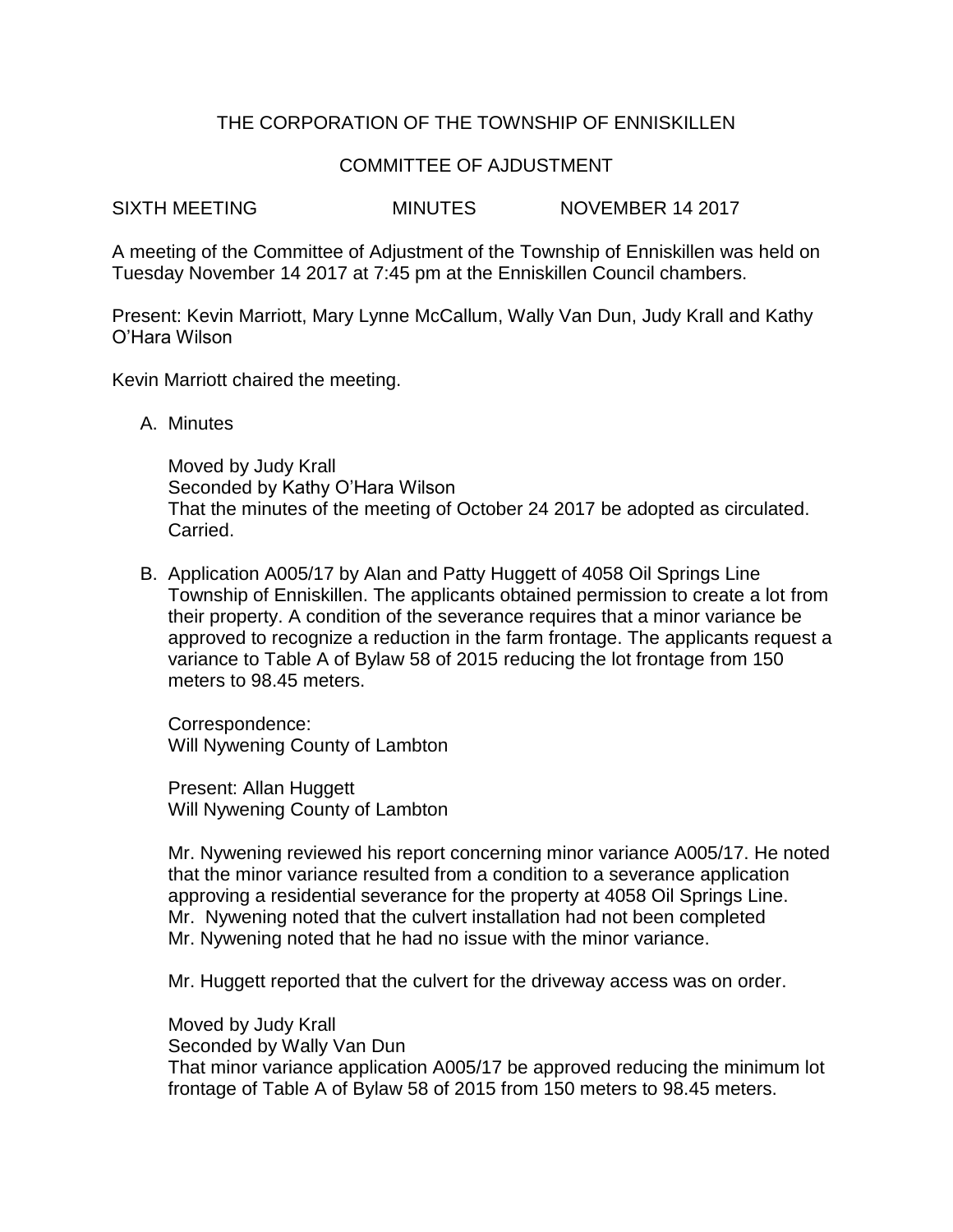# THE CORPORATION OF THE TOWNSHIP OF ENNISKILLEN

## COMMITTEE OF AJDUSTMENT

SIXTH MEETING MINUTES NOVEMBER 14 2017

A meeting of the Committee of Adjustment of the Township of Enniskillen was held on Tuesday November 14 2017 at 7:45 pm at the Enniskillen Council chambers.

Present: Kevin Marriott, Mary Lynne McCallum, Wally Van Dun, Judy Krall and Kathy O'Hara Wilson

Kevin Marriott chaired the meeting.

A. Minutes

Moved by Judy Krall
Seconded by Kathy O'Hara Wilson
That the minutes of the meeting of October 24 2017 be adopted as circulated.
Carried.

B. Application A005/17 by Alan and Patty Huggett of 4058 Oil Springs Line Township of Enniskillen. The applicants obtained permission to create a lot from their property. A condition of the severance requires that a minor variance be approved to recognize a reduction in the farm frontage. The applicants request a variance to Table A of Bylaw 58 of 2015 reducing the lot frontage from 150 meters to 98.45 meters.

Correspondence:
Will Nywening County of Lambton

Present: Allan Huggett
Will Nywening County of Lambton

Mr. Nywening reviewed his report concerning minor variance A005/17. He noted that the minor variance resulted from a condition to a severance application approving a residential severance for the property at 4058 Oil Springs Line.
Mr. Nywening noted that the culvert installation had not been completed
Mr. Nywening noted that he had no issue with the minor variance.

Mr. Huggett reported that the culvert for the driveway access was on order.

Moved by Judy Krall
Seconded by Wally Van Dun
That minor variance application A005/17 be approved reducing the minimum lot frontage of Table A of Bylaw 58 of 2015 from 150 meters to 98.45 meters.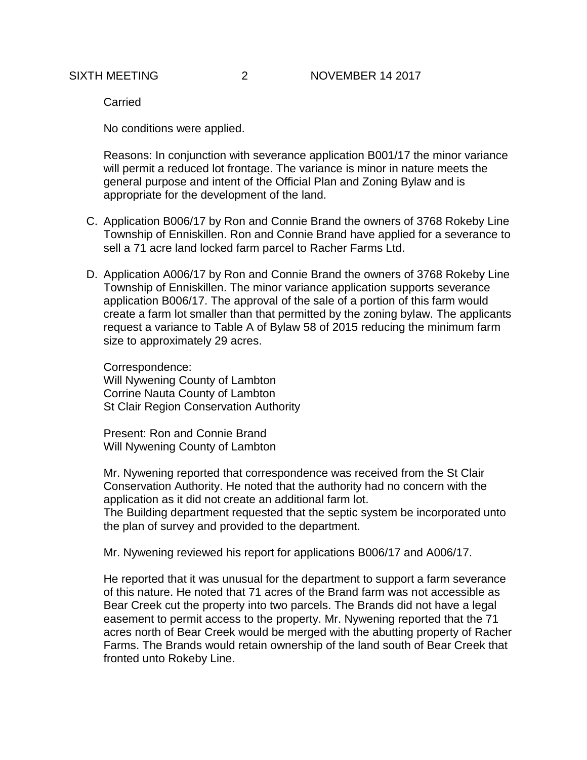Carried

No conditions were applied.

Reasons: In conjunction with severance application B001/17 the minor variance will permit a reduced lot frontage. The variance is minor in nature meets the general purpose and intent of the Official Plan and Zoning Bylaw and is appropriate for the development of the land.

C. Application B006/17 by Ron and Connie Brand the owners of 3768 Rokeby Line Township of Enniskillen. Ron and Connie Brand have applied for a severance to sell a 71 acre land locked farm parcel to Racher Farms Ltd.

D. Application A006/17 by Ron and Connie Brand the owners of 3768 Rokeby Line Township of Enniskillen. The minor variance application supports severance application B006/17. The approval of the sale of a portion of this farm would create a farm lot smaller than that permitted by the zoning bylaw. The applicants request a variance to Table A of Bylaw 58 of 2015 reducing the minimum farm size to approximately 29 acres.

   Correspondence:
   Will Nywening County of Lambton
   Corrine Nauta County of Lambton
   St Clair Region Conservation Authority

   Present: Ron and Connie Brand
   Will Nywening County of Lambton

   Mr. Nywening reported that correspondence was received from the St Clair Conservation Authority. He noted that the authority had no concern with the application as it did not create an additional farm lot.
   The Building department requested that the septic system be incorporated unto the plan of survey and provided to the department.

   Mr. Nywening reviewed his report for applications B006/17 and A006/17.

   He reported that it was unusual for the department to support a farm severance of this nature. He noted that 71 acres of the Brand farm was not accessible as Bear Creek cut the property into two parcels. The Brands did not have a legal easement to permit access to the property. Mr. Nywening reported that the 71 acres north of Bear Creek would be merged with the abutting property of Racher Farms. The Brands would retain ownership of the land south of Bear Creek that fronted unto Rokeby Line.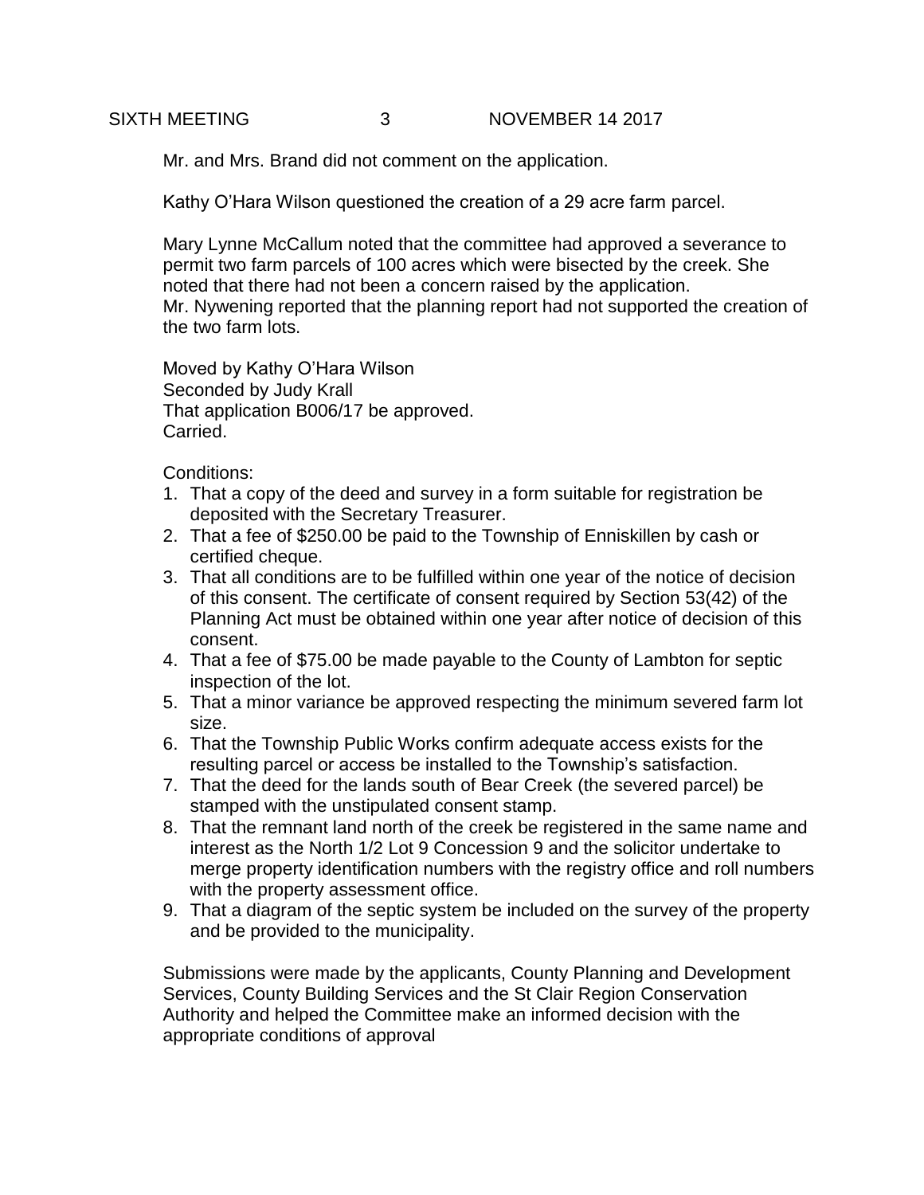Mr. and Mrs. Brand did not comment on the application.

Kathy O'Hara Wilson questioned the creation of a 29 acre farm parcel.

Mary Lynne McCallum noted that the committee had approved a severance to permit two farm parcels of 100 acres which were bisected by the creek. She noted that there had not been a concern raised by the application.
Mr. Nywening reported that the planning report had not supported the creation of the two farm lots.

Moved by Kathy O'Hara Wilson
Seconded by Judy Krall
That application B006/17 be approved.
Carried.

Conditions:

1. That a copy of the deed and survey in a form suitable for registration be deposited with the Secretary Treasurer.
2. That a fee of $250.00 be paid to the Township of Enniskillen by cash or certified cheque.
3. That all conditions are to be fulfilled within one year of the notice of decision of this consent. The certificate of consent required by Section 53(42) of the Planning Act must be obtained within one year after notice of decision of this consent.
4. That a fee of $75.00 be made payable to the County of Lambton for septic inspection of the lot.
5. That a minor variance be approved respecting the minimum severed farm lot size.
6. That the Township Public Works confirm adequate access exists for the resulting parcel or access be installed to the Township's satisfaction.
7. That the deed for the lands south of Bear Creek (the severed parcel) be stamped with the unstipulated consent stamp.
8. That the remnant land north of the creek be registered in the same name and interest as the North 1/2 Lot 9 Concession 9 and the solicitor undertake to merge property identification numbers with the registry office and roll numbers with the property assessment office.
9. That a diagram of the septic system be included on the survey of the property and be provided to the municipality.

Submissions were made by the applicants, County Planning and Development Services, County Building Services and the St Clair Region Conservation Authority and helped the Committee make an informed decision with the appropriate conditions of approval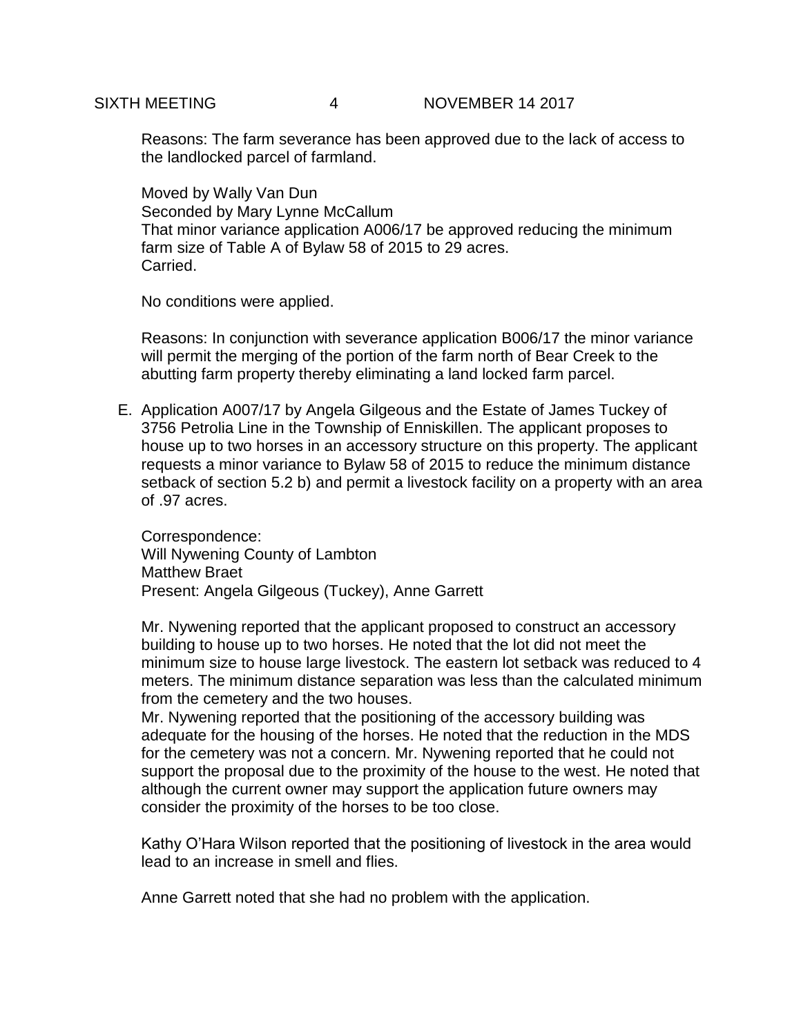Reasons: The farm severance has been approved due to the lack of access to the landlocked parcel of farmland.

Moved by Wally Van Dun
Seconded by Mary Lynne McCallum
That minor variance application A006/17 be approved reducing the minimum farm size of Table A of Bylaw 58 of 2015 to 29 acres.
Carried.

No conditions were applied.

Reasons: In conjunction with severance application B006/17 the minor variance will permit the merging of the portion of the farm north of Bear Creek to the abutting farm property thereby eliminating a land locked farm parcel.

E. Application A007/17 by Angela Gilgeous and the Estate of James Tuckey of 3756 Petrolia Line in the Township of Enniskillen. The applicant proposes to house up to two horses in an accessory structure on this property. The applicant requests a minor variance to Bylaw 58 of 2015 to reduce the minimum distance setback of section 5.2 b) and permit a livestock facility on a property with an area of .97 acres.

Correspondence:
Will Nywening County of Lambton
Matthew Braet
Present: Angela Gilgeous (Tuckey), Anne Garrett

Mr. Nywening reported that the applicant proposed to construct an accessory building to house up to two horses. He noted that the lot did not meet the minimum size to house large livestock. The eastern lot setback was reduced to 4 meters. The minimum distance separation was less than the calculated minimum from the cemetery and the two houses.
Mr. Nywening reported that the positioning of the accessory building was adequate for the housing of the horses. He noted that the reduction in the MDS for the cemetery was not a concern. Mr. Nywening reported that he could not support the proposal due to the proximity of the house to the west. He noted that although the current owner may support the application future owners may consider the proximity of the horses to be too close.

Kathy O'Hara Wilson reported that the positioning of livestock in the area would lead to an increase in smell and flies.

Anne Garrett noted that she had no problem with the application.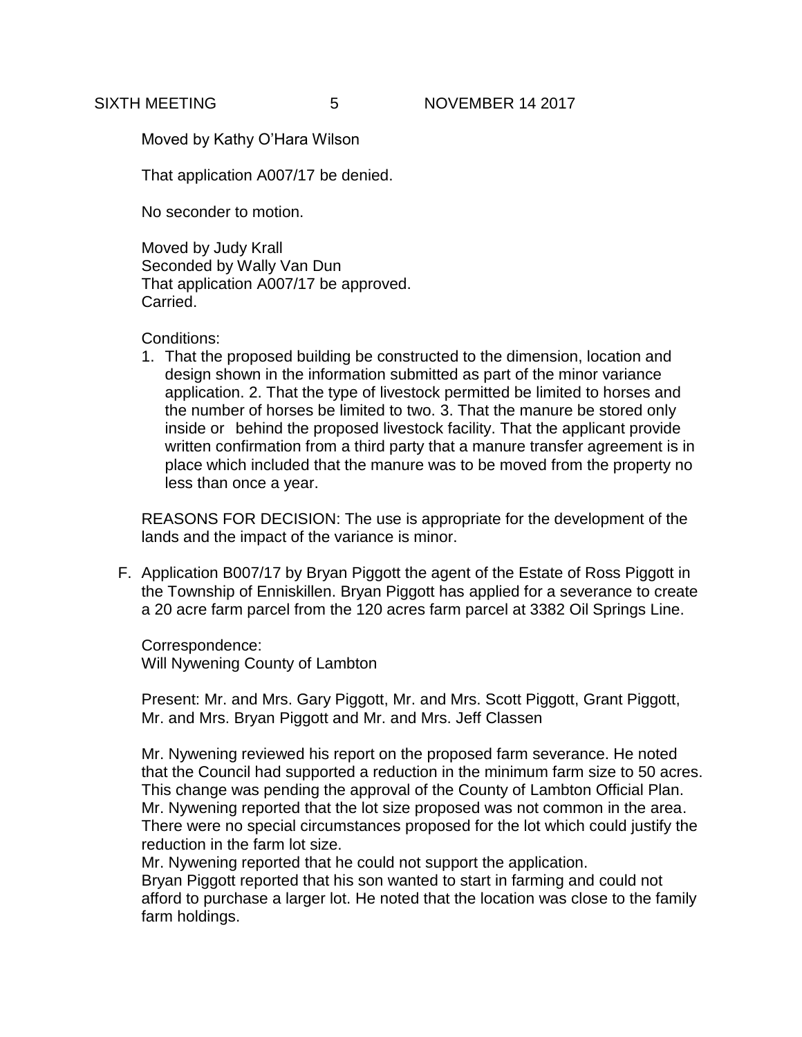Moved by Kathy O'Hara Wilson

That application A007/17 be denied.

No seconder to motion.

Moved by Judy Krall  
Seconded by Wally Van Dun  
That application A007/17 be approved.  
Carried.

Conditions:

1. That the proposed building be constructed to the dimension, location and design shown in the information submitted as part of the minor variance application. 2. That the type of livestock permitted be limited to horses and the number of horses be limited to two. 3. That the manure be stored only inside or behind the proposed livestock facility. That the applicant provide written confirmation from a third party that a manure transfer agreement is in place which included that the manure was to be moved from the property no less than once a year.

REASONS FOR DECISION: The use is appropriate for the development of the lands and the impact of the variance is minor.

F. Application B007/17 by Bryan Piggott the agent of the Estate of Ross Piggott in the Township of Enniskillen. Bryan Piggott has applied for a severance to create a 20 acre farm parcel from the 120 acres farm parcel at 3382 Oil Springs Line.

Correspondence:  
Will Nywening County of Lambton

Present: Mr. and Mrs. Gary Piggott, Mr. and Mrs. Scott Piggott, Grant Piggott, Mr. and Mrs. Bryan Piggott and Mr. and Mrs. Jeff Classen

Mr. Nywening reviewed his report on the proposed farm severance. He noted that the Council had supported a reduction in the minimum farm size to 50 acres. This change was pending the approval of the County of Lambton Official Plan. Mr. Nywening reported that the lot size proposed was not common in the area. There were no special circumstances proposed for the lot which could justify the reduction in the farm lot size.  
Mr. Nywening reported that he could not support the application.  
Bryan Piggott reported that his son wanted to start in farming and could not afford to purchase a larger lot. He noted that the location was close to the family farm holdings.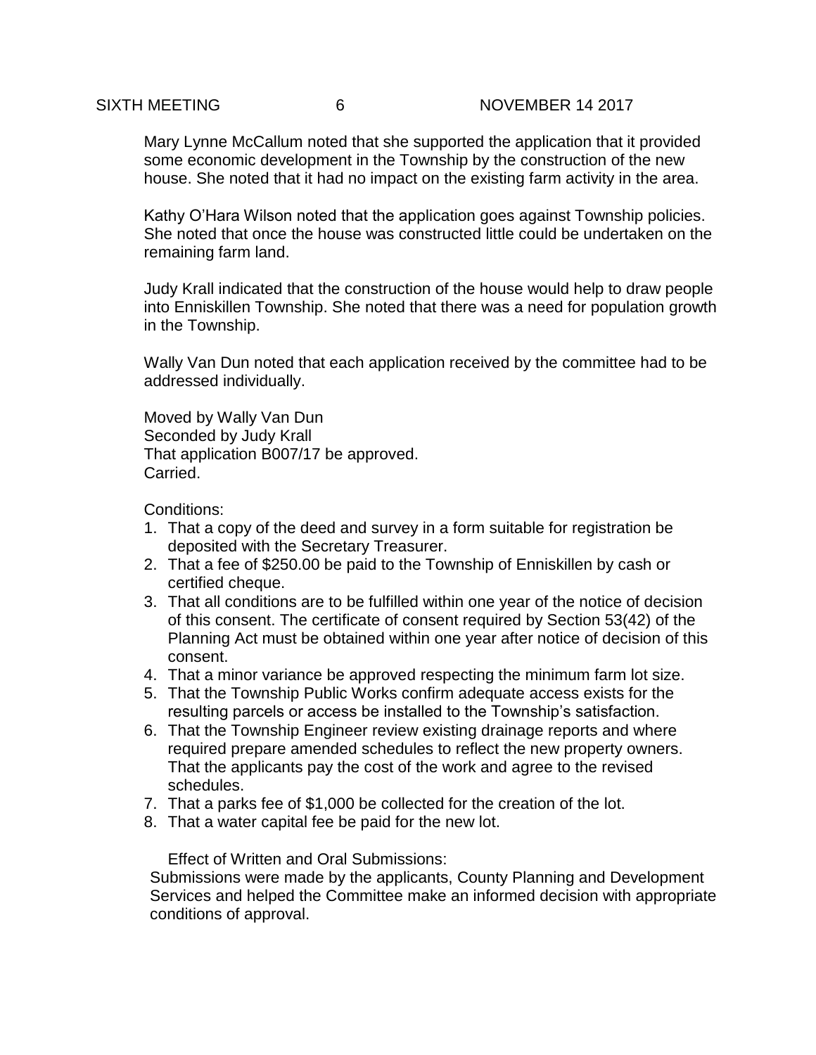Mary Lynne McCallum noted that she supported the application that it provided some economic development in the Township by the construction of the new house. She noted that it had no impact on the existing farm activity in the area.

Kathy O'Hara Wilson noted that the application goes against Township policies. She noted that once the house was constructed little could be undertaken on the remaining farm land.

Judy Krall indicated that the construction of the house would help to draw people into Enniskillen Township. She noted that there was a need for population growth in the Township.

Wally Van Dun noted that each application received by the committee had to be addressed individually.

Moved by Wally Van Dun
Seconded by Judy Krall
That application B007/17 be approved.
Carried.

Conditions:

1. That a copy of the deed and survey in a form suitable for registration be deposited with the Secretary Treasurer.
2. That a fee of $250.00 be paid to the Township of Enniskillen by cash or certified cheque.
3. That all conditions are to be fulfilled within one year of the notice of decision of this consent. The certificate of consent required by Section 53(42) of the Planning Act must be obtained within one year after notice of decision of this consent.
4. That a minor variance be approved respecting the minimum farm lot size.
5. That the Township Public Works confirm adequate access exists for the resulting parcels or access be installed to the Township's satisfaction.
6. That the Township Engineer review existing drainage reports and where required prepare amended schedules to reflect the new property owners. That the applicants pay the cost of the work and agree to the revised schedules.
7. That a parks fee of $1,000 be collected for the creation of the lot.
8. That a water capital fee be paid for the new lot.

Effect of Written and Oral Submissions:
Submissions were made by the applicants, County Planning and Development Services and helped the Committee make an informed decision with appropriate conditions of approval.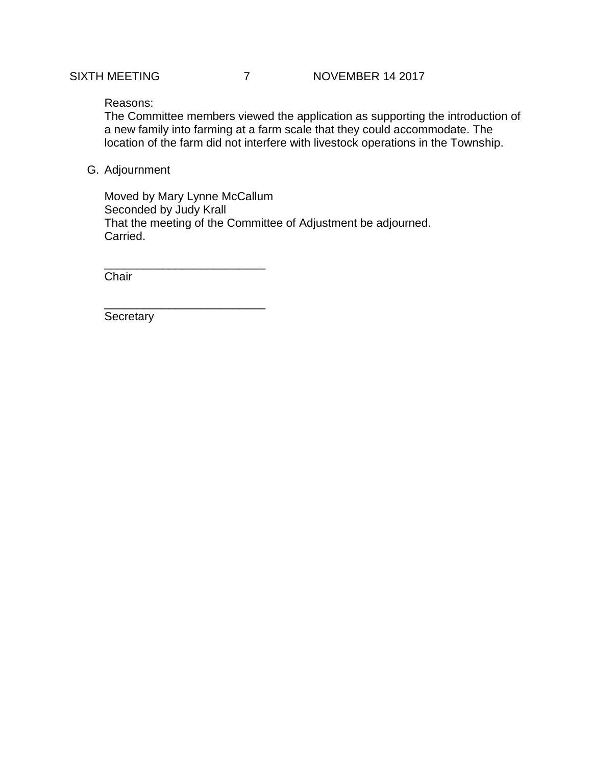Reasons:
The Committee members viewed the application as supporting the introduction of a new family into farming at a farm scale that they could accommodate. The location of the farm did not interfere with livestock operations in the Township.

G. Adjournment

Moved by Mary Lynne McCallum
Seconded by Judy Krall
That the meeting of the Committee of Adjustment be adjourned.
Carried.

_________________________
Chair

_________________________
Secretary